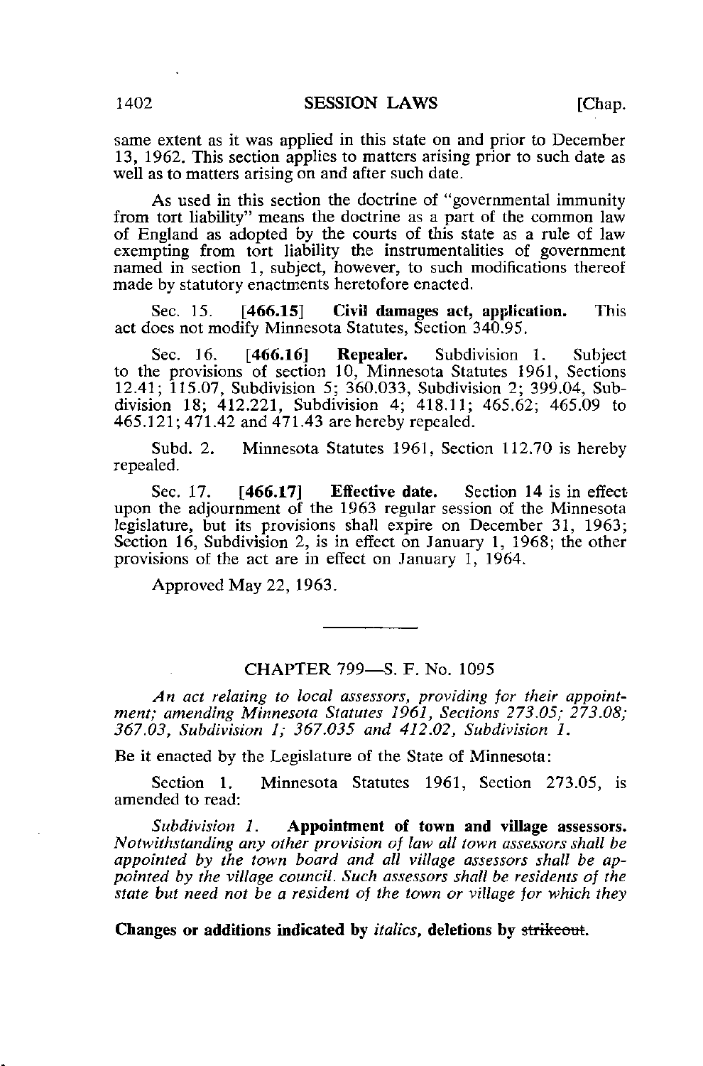same extent as it was applied in this state on and prior to December 13, 1962. This section applies to matters arising prior to such date as well as to matters arising on and after such date.

As used in this section the doctrine of "governmental immunity from tort liability" means the doctrine as a part of the common law of England as adopted by the courts of this state as a rule of law exempting from tort liability the instrumentalities of government named in section 1, subject, however, to such modifications thereof made by statutory enactments heretofore enacted.

Sec. 15. **[466.15] Civil damages act, application.** This act does not modify Minnesota Statutes, Section 340.95.

Sec. 16. **[466.16] Repealer.** Subdivision 1. Subject to the provisions of section 10, Minnesota Statutes 1961, Sections 12.41; 115.07, Subdivision 5; 360.033, Subdivision 2; 399.04, Subdivision 18; 412.221, Subdivision 4; 418.11; 465.62; 465.09 to 465.121; 471.42 and 471.43 are hereby repealed.

Subd. 2. Minnesota Statutes 1961, Section 112.70 is hereby repealed.

Sec. 17. **[466.17] Effective date.** Section 14 is in effect upon the adjournment of the 1963 regular session of the Minnesota legislature, but its provisions shall expire on December 31, 1963; Section 16, Subdivision 2, is in effect on January 1, 1968; the other provisions of the act are in effect on January 1, 1964.

Approved May 22, 1963.

---

## CHAPTER 799—S. F. No. 1095

*An act relating to local assessors, providing for their appointment; amending Minnesota Statutes 1961, Sections 273.05; 273.08; 367.03, Subdivision 1; 367.035 and 412.02, Subdivision 1.*

Be it enacted by the Legislature of the State of Minnesota:

Section 1. Minnesota Statutes 1961, Section 273.05, is amended to read:

*Subdivision 1.* **Appointment of town and village assessors.** *Notwithstanding any other provision of law all town assessors shall be appointed by the town board and all village assessors shall be appointed by the village council. Such assessors shall be residents of the state but need not be a resident of the town or village for which they*

**Changes or additions indicated by** *italics***, deletions by** ~~strikeout~~.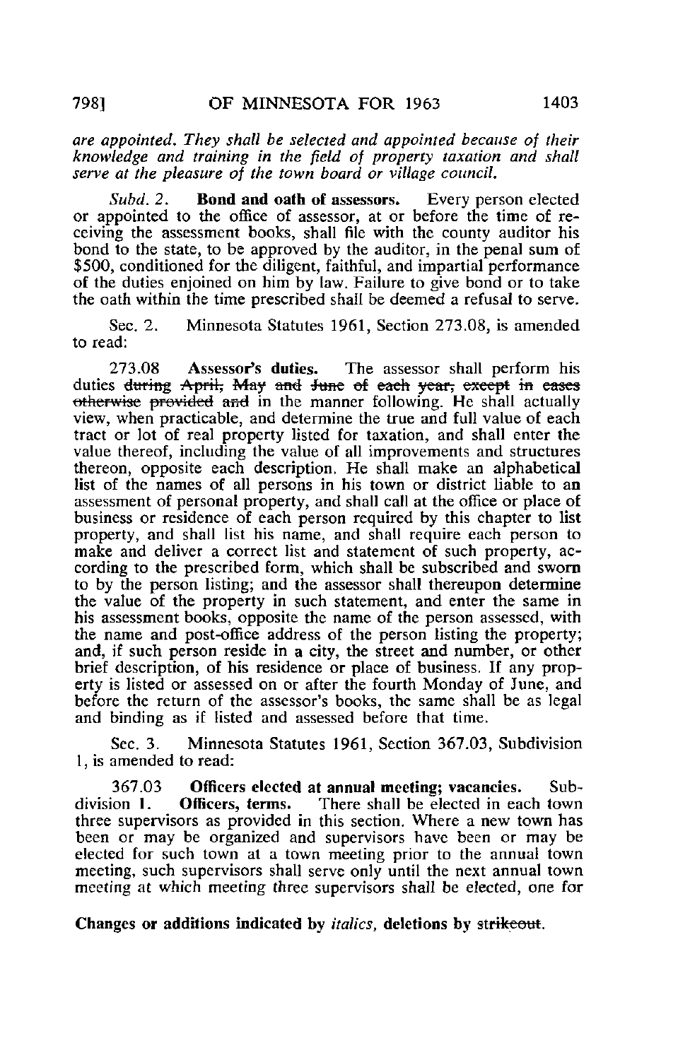*are appointed. They shall be selected and appointed because of their knowledge and training in the field of property taxation and shall serve at the pleasure of the town board or village council.*

*Subd. 2.* **Bond and oath of assessors.** Every person elected or appointed to the office of assessor, at or before the time of receiving the assessment books, shall file with the county auditor his bond to the state, to be approved by the auditor, in the penal sum of $500, conditioned for the diligent, faithful, and impartial performance of the duties enjoined on him by law. Failure to give bond or to take the oath within the time prescribed shall be deemed a refusal to serve.

Sec. 2. Minnesota Statutes 1961, Section 273.08, is amended to read:

273.08 **Assessor's duties.** The assessor shall perform his duties ~~during April, May and June of each year, except in cases otherwise provided and~~ in the manner following. He shall actually view, when practicable, and determine the true and full value of each tract or lot of real property listed for taxation, and shall enter the value thereof, including the value of all improvements and structures thereon, opposite each description. He shall make an alphabetical list of the names of all persons in his town or district liable to an assessment of personal property, and shall call at the office or place of business or residence of each person required by this chapter to list property, and shall list his name, and shall require each person to make and deliver a correct list and statement of such property, according to the prescribed form, which shall be subscribed and sworn to by the person listing; and the assessor shall thereupon determine the value of the property in such statement, and enter the same in his assessment books, opposite the name of the person assessed, with the name and post-office address of the person listing the property; and, if such person reside in a city, the street and number, or other brief description, of his residence or place of business. If any property is listed or assessed on or after the fourth Monday of June, and before the return of the assessor's books, the same shall be as legal and binding as if listed and assessed before that time.

Sec. 3. Minnesota Statutes 1961, Section 367.03, Subdivision 1, is amended to read:

367.03 **Officers elected at annual meeting; vacancies.** Subdivision 1. **Officers, terms.** There shall be elected in each town three supervisors as provided in this section. Where a new town has been or may be organized and supervisors have been or may be elected for such town at a town meeting prior to the annual town meeting, such supervisors shall serve only until the next annual town meeting at which meeting three supervisors shall be elected, one for

**Changes or additions indicated by *italics*, deletions by ~~strikeout~~.**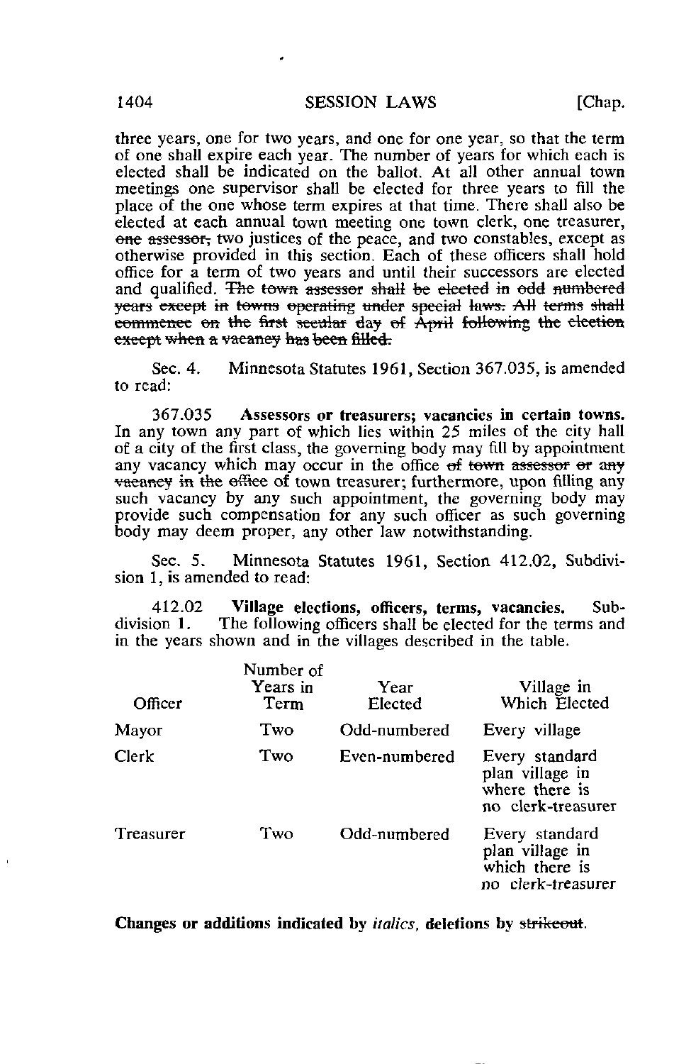three years, one for two years, and one for one year, so that the term of one shall expire each year. The number of years for which each is elected shall be indicated on the ballot. At all other annual town meetings one supervisor shall be elected for three years to fill the place of the one whose term expires at that time. There shall also be elected at each annual town meeting one town clerk, one treasurer, ~~one assessor,~~ two justices of the peace, and two constables, except as otherwise provided in this section. Each of these officers shall hold office for a term of two years and until their successors are elected and qualified. ~~The town assessor shall be elected in odd numbered years except in towns operating under special laws. All terms shall commence on the first secular day of April following the election except when a vacancy has been filled.~~

Sec. 4. Minnesota Statutes 1961, Section 367.035, is amended to read:

367.035 **Assessors or treasurers; vacancies in certain towns.** In any town any part of which lies within 25 miles of the city hall of a city of the first class, the governing body may fill by appointment any vacancy which may occur in the office ~~of town assessor or any vacancy in the office~~ of town treasurer; furthermore, upon filling any such vacancy by any such appointment, the governing body may provide such compensation for any such officer as such governing body may deem proper, any other law notwithstanding.

Sec. 5. Minnesota Statutes 1961, Section 412.02, Subdivision 1, is amended to read:

412.02 **Village elections, officers, terms, vacancies.** Subdivision **1.** The following officers shall be elected for the terms and in the years shown and in the villages described in the table.

| Officer | Number of Years in Term | Year Elected | Village in Which Elected |
|---|---|---|---|
| Mayor | Two | Odd-numbered | Every village |
| Clerk | Two | Even-numbered | Every standard plan village in where there is no clerk-treasurer |
| Treasurer | Two | Odd-numbered | Every standard plan village in which there is no clerk-treasurer |

**Changes or additions indicated by** *italics*, **deletions by** ~~strikeout~~.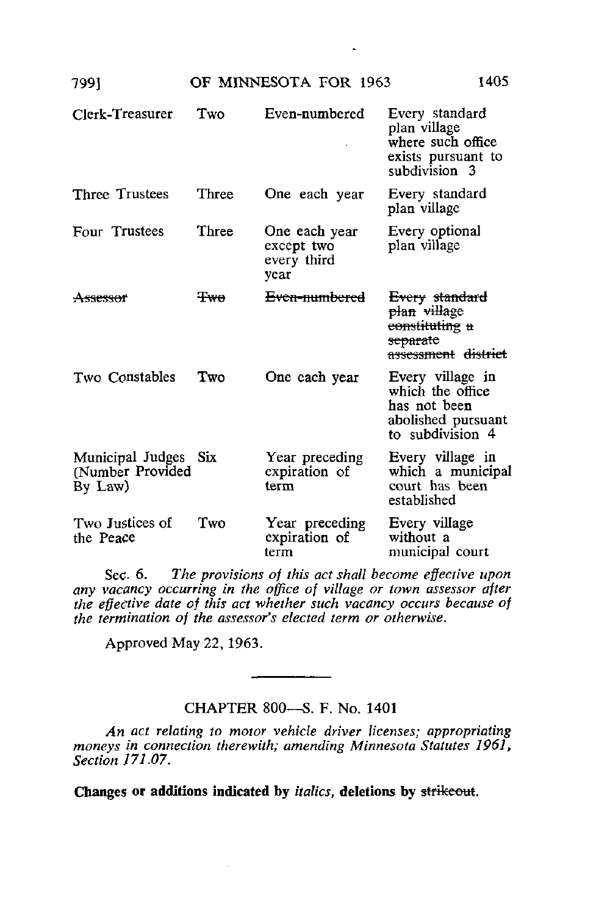| | | | |
|---|---|---|---|
| Clerk-Treasurer | Two | Even-numbered | Every standard plan village where such office exists pursuant to subdivision 3 |
| Three Trustees | Three | One each year | Every standard plan village |
| Four Trustees | Three | One each year except two every third year | Every optional plan village |
| ~~Assessor~~ | ~~Two~~ | ~~Even-numbered~~ | ~~Every standard plan village constituting a separate assessment district~~ |
| Two Constables | Two | One each year | Every village in which the office has not been abolished pursuant to subdivision 4 |
| Municipal Judges (Number Provided By Law) | Six | Year preceding expiration of term | Every village in which a municipal court has been established |
| Two Justices of the Peace | Two | Year preceding expiration of term | Every village without a municipal court |

Sec. 6. *The provisions of this act shall become effective upon any vacancy occurring in the office of village or town assessor after the effective date of this act whether such vacancy occurs because of the termination of the assessor's elected term or otherwise.*

Approved May 22, 1963.

---

## CHAPTER 800—S. F. No. 1401

*An act relating to motor vehicle driver licenses; appropriating moneys in connection therewith; amending Minnesota Statutes 1961, Section 171.07.*

**Changes or additions indicated by *italics*, deletions by ~~strikeout~~.**